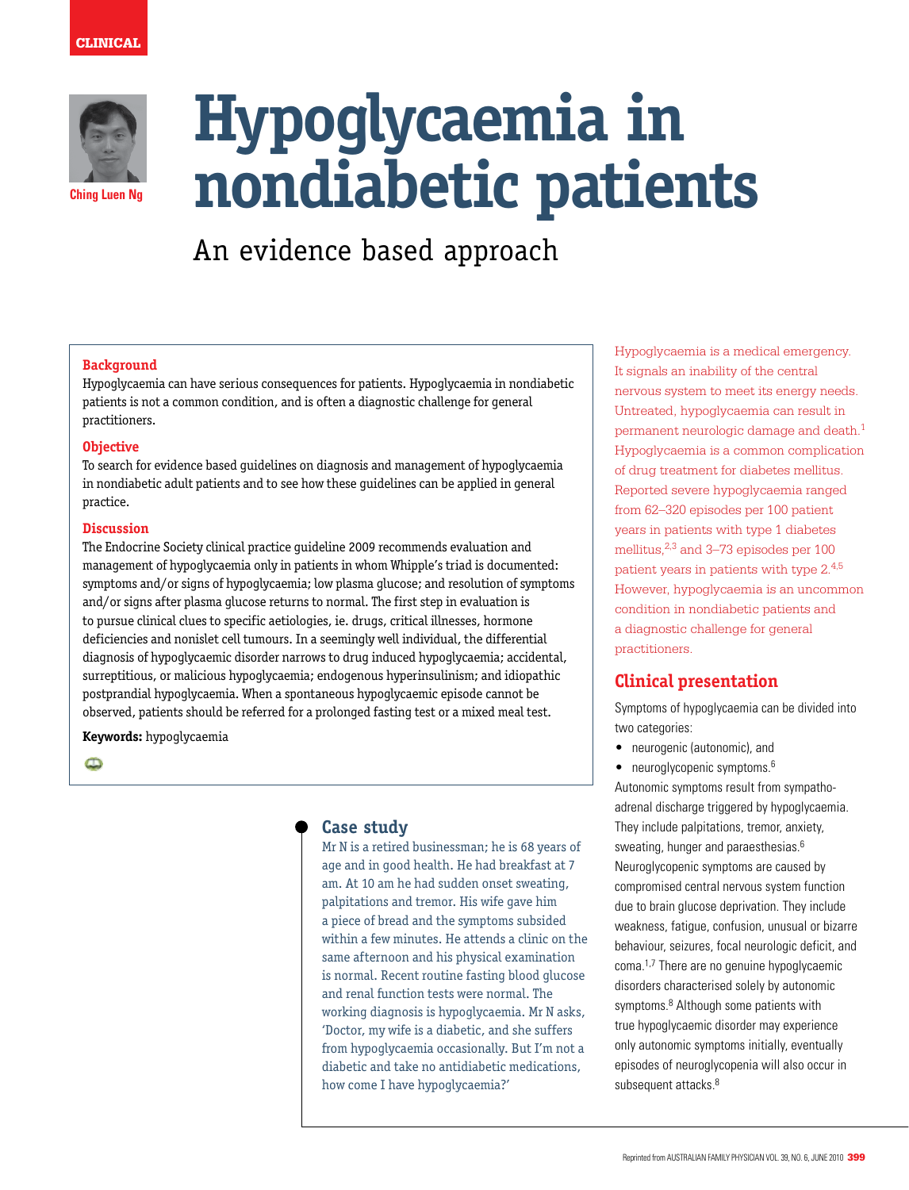CLINICAL

Ching Luen Ng

# Hypoglycaemia in nondiabetic patients

## An evidence based approach

**Background**

Hypoglycaemia can have serious consequences for patients. Hypoglycaemia in nondiabetic patients is not a common condition, and is often a diagnostic challenge for general practitioners.

**Objective**

To search for evidence based guidelines on diagnosis and management of hypoglycaemia in nondiabetic adult patients and to see how these guidelines can be applied in general practice.

**Discussion**

The Endocrine Society clinical practice guideline 2009 recommends evaluation and management of hypoglycaemia only in patients in whom Whipple's triad is documented: symptoms and/or signs of hypoglycaemia; low plasma glucose; and resolution of symptoms and/or signs after plasma glucose returns to normal. The first step in evaluation is to pursue clinical clues to specific aetiologies, ie. drugs, critical illnesses, hormone deficiencies and nonislet cell tumours. In a seemingly well individual, the differential diagnosis of hypoglycaemic disorder narrows to drug induced hypoglycaemia; accidental, surreptitious, or malicious hypoglycaemia; endogenous hyperinsulinism; and idiopathic postprandial hypoglycaemia. When a spontaneous hypoglycaemic episode cannot be observed, patients should be referred for a prolonged fasting test or a mixed meal test.

**Keywords:** hypoglycaemia

Hypoglycaemia is a medical emergency. It signals an inability of the central nervous system to meet its energy needs. Untreated, hypoglycaemia can result in permanent neurologic damage and death.[1] Hypoglycaemia is a common complication of drug treatment for diabetes mellitus. Reported severe hypoglycaemia ranged from 62–320 episodes per 100 patient years in patients with type 1 diabetes mellitus,[2,3] and 3–73 episodes per 100 patient years in patients with type 2.[4,5] However, hypoglycaemia is an uncommon condition in nondiabetic patients and a diagnostic challenge for general practitioners.

### Case study

Mr N is a retired businessman; he is 68 years of age and in good health. He had breakfast at 7 am. At 10 am he had sudden onset sweating, palpitations and tremor. His wife gave him a piece of bread and the symptoms subsided within a few minutes. He attends a clinic on the same afternoon and his physical examination is normal. Recent routine fasting blood glucose and renal function tests were normal. The working diagnosis is hypoglycaemia. Mr N asks, 'Doctor, my wife is a diabetic, and she suffers from hypoglycaemia occasionally. But I'm not a diabetic and take no antidiabetic medications, how come I have hypoglycaemia?'

## Clinical presentation

Symptoms of hypoglycaemia can be divided into two categories:

- neurogenic (autonomic), and
- neuroglycopenic symptoms.[6]

Autonomic symptoms result from sympathoadrenal discharge triggered by hypoglycaemia. They include palpitations, tremor, anxiety, sweating, hunger and paraesthesias.[6] Neuroglycopenic symptoms are caused by compromised central nervous system function due to brain glucose deprivation. They include weakness, fatigue, confusion, unusual or bizarre behaviour, seizures, focal neurologic deficit, and coma.[1,7] There are no genuine hypoglycaemic disorders characterised solely by autonomic symptoms.[8] Although some patients with true hypoglycaemic disorder may experience only autonomic symptoms initially, eventually episodes of neuroglycopenia will also occur in subsequent attacks.[8]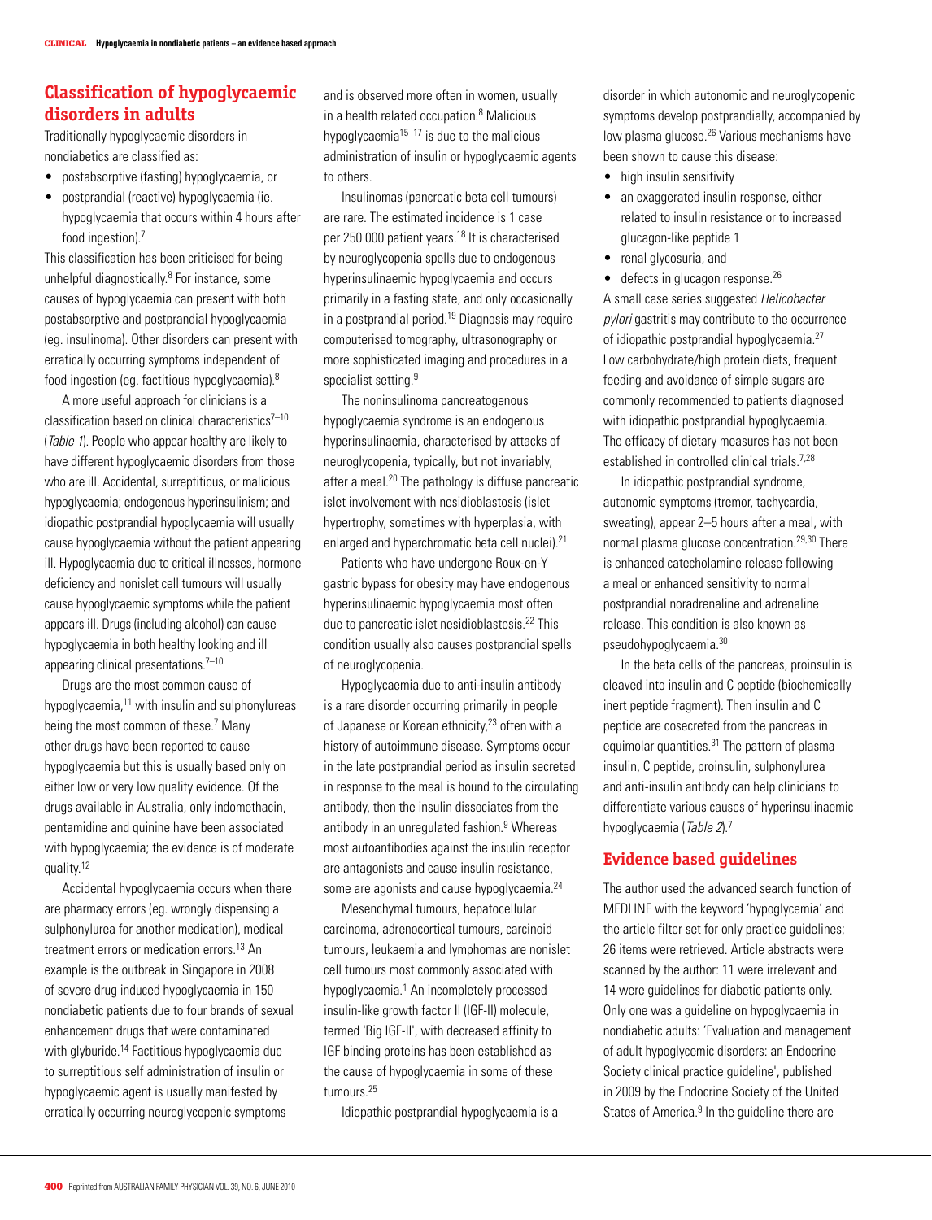## Classification of hypoglycaemic disorders in adults

Traditionally hypoglycaemic disorders in nondiabetics are classified as:

- postabsorptive (fasting) hypoglycaemia, or
- postprandial (reactive) hypoglycaemia (ie. hypoglycaemia that occurs within 4 hours after food ingestion).[7]

This classification has been criticised for being unhelpful diagnostically.[8] For instance, some causes of hypoglycaemia can present with both postabsorptive and postprandial hypoglycaemia (eg. insulinoma). Other disorders can present with erratically occurring symptoms independent of food ingestion (eg. factitious hypoglycaemia).[8]

A more useful approach for clinicians is a classification based on clinical characteristics[7–10] (*Table 1*). People who appear healthy are likely to have different hypoglycaemic disorders from those who are ill. Accidental, surreptitious, or malicious hypoglycaemia; endogenous hyperinsulinism; and idiopathic postprandial hypoglycaemia will usually cause hypoglycaemia without the patient appearing ill. Hypoglycaemia due to critical illnesses, hormone deficiency and nonislet cell tumours will usually cause hypoglycaemic symptoms while the patient appears ill. Drugs (including alcohol) can cause hypoglycaemia in both healthy looking and ill appearing clinical presentations.[7–10]

Drugs are the most common cause of hypoglycaemia,[11] with insulin and sulphonylureas being the most common of these.[7] Many other drugs have been reported to cause hypoglycaemia but this is usually based only on either low or very low quality evidence. Of the drugs available in Australia, only indomethacin, pentamidine and quinine have been associated with hypoglycaemia; the evidence is of moderate quality.[12]

Accidental hypoglycaemia occurs when there are pharmacy errors (eg. wrongly dispensing a sulphonylurea for another medication), medical treatment errors or medication errors.[13] An example is the outbreak in Singapore in 2008 of severe drug induced hypoglycaemia in 150 nondiabetic patients due to four brands of sexual enhancement drugs that were contaminated with glyburide.[14] Factitious hypoglycaemia due to surreptitious self administration of insulin or hypoglycaemic agent is usually manifested by erratically occurring neuroglycopenic symptoms and is observed more often in women, usually in a health related occupation.[8] Malicious hypoglycaemia[15–17] is due to the malicious administration of insulin or hypoglycaemic agents to others.

Insulinomas (pancreatic beta cell tumours) are rare. The estimated incidence is 1 case per 250 000 patient years.[18] It is characterised by neuroglycopenia spells due to endogenous hyperinsulinaemic hypoglycaemia and occurs primarily in a fasting state, and only occasionally in a postprandial period.[19] Diagnosis may require computerised tomography, ultrasonography or more sophisticated imaging and procedures in a specialist setting.[9]

The noninsulinoma pancreatogenous hypoglycaemia syndrome is an endogenous hyperinsulinaemia, characterised by attacks of neuroglycopenia, typically, but not invariably, after a meal.[20] The pathology is diffuse pancreatic islet involvement with nesidioblastosis (islet hypertrophy, sometimes with hyperplasia, with enlarged and hyperchromatic beta cell nuclei).[21]

Patients who have undergone Roux-en-Y gastric bypass for obesity may have endogenous hyperinsulinaemic hypoglycaemia most often due to pancreatic islet nesidioblastosis.[22] This condition usually also causes postprandial spells of neuroglycopenia.

Hypoglycaemia due to anti-insulin antibody is a rare disorder occurring primarily in people of Japanese or Korean ethnicity,[23] often with a history of autoimmune disease. Symptoms occur in the late postprandial period as insulin secreted in response to the meal is bound to the circulating antibody, then the insulin dissociates from the antibody in an unregulated fashion.[9] Whereas most autoantibodies against the insulin receptor are antagonists and cause insulin resistance, some are agonists and cause hypoglycaemia.[24]

Mesenchymal tumours, hepatocellular carcinoma, adrenocortical tumours, carcinoid tumours, leukaemia and lymphomas are nonislet cell tumours most commonly associated with hypoglycaemia.[1] An incompletely processed insulin-like growth factor II (IGF-II) molecule, termed 'Big IGF-II', with decreased affinity to IGF binding proteins has been established as the cause of hypoglycaemia in some of these tumours.[25]

Idiopathic postprandial hypoglycaemia is a disorder in which autonomic and neuroglycopenic symptoms develop postprandially, accompanied by low plasma glucose.[26] Various mechanisms have been shown to cause this disease:

- high insulin sensitivity
- an exaggerated insulin response, either related to insulin resistance or to increased glucagon-like peptide 1
- renal glycosuria, and
- defects in glucagon response.[26]

A small case series suggested *Helicobacter pylori* gastritis may contribute to the occurrence of idiopathic postprandial hypoglycaemia.[27] Low carbohydrate/high protein diets, frequent feeding and avoidance of simple sugars are commonly recommended to patients diagnosed with idiopathic postprandial hypoglycaemia. The efficacy of dietary measures has not been established in controlled clinical trials.[7,28]

In idiopathic postprandial syndrome, autonomic symptoms (tremor, tachycardia, sweating), appear 2–5 hours after a meal, with normal plasma glucose concentration.[29,30] There is enhanced catecholamine release following a meal or enhanced sensitivity to normal postprandial noradrenaline and adrenaline release. This condition is also known as pseudohypoglycaemia.[30]

In the beta cells of the pancreas, proinsulin is cleaved into insulin and C peptide (biochemically inert peptide fragment). Then insulin and C peptide are cosecreted from the pancreas in equimolar quantities.[31] The pattern of plasma insulin, C peptide, proinsulin, sulphonylurea and anti-insulin antibody can help clinicians to differentiate various causes of hyperinsulinaemic hypoglycaemia (*Table 2*).[7]

## Evidence based guidelines

The author used the advanced search function of MEDLINE with the keyword 'hypoglycemia' and the article filter set for only practice guidelines; 26 items were retrieved. Article abstracts were scanned by the author: 11 were irrelevant and 14 were guidelines for diabetic patients only. Only one was a guideline on hypoglycaemia in nondiabetic adults: 'Evaluation and management of adult hypoglycemic disorders: an Endocrine Society clinical practice guideline', published in 2009 by the Endocrine Society of the United States of America.[9] In the guideline there are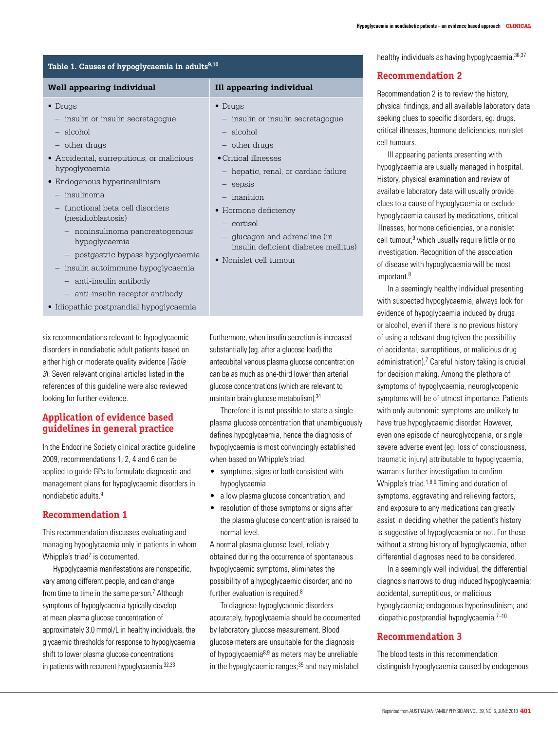**Table 1. Causes of hypoglycaemia in adults[9,10]**

| Well appearing individual | Ill appearing individual |
|---|---|
| • Drugs<br>– insulin or insulin secretagogue<br>– alcohol<br>– other drugs<br>• Accidental, surreptitious, or malicious hypoglycaemia<br>• Endogenous hyperinsulinism<br>– insulinoma<br>– functional beta cell disorders (nesidioblastosis)<br>– noninsulinoma pancreatogenous hypoglycaemia<br>– postgastric bypass hypoglycaemia<br>– insulin autoimmune hypoglycaemia<br>– anti-insulin antibody<br>– anti-insulin receptor antibody<br>• Idiopathic postprandial hypoglycaemia | • Drugs<br>– insulin or insulin secretagogue<br>– alcohol<br>– other drugs<br>• Critical illnesses<br>– hepatic, renal, or cardiac failure<br>– sepsis<br>– inanition<br>• Hormone deficiency<br>– cortisol<br>– glucagon and adrenaline (in insulin deficient diabetes mellitus)<br>• Nonislet cell tumour |

six recommendations relevant to hypoglycaemic disorders in nondiabetic adult patients based on either high or moderate quality evidence (*Table 3*). Seven relevant original articles listed in the references of this guideline were also reviewed looking for further evidence.

## Application of evidence based guidelines in general practice

In the Endocrine Society clinical practice guideline 2009, recommendations 1, 2, 4 and 6 can be applied to guide GPs to formulate diagnostic and management plans for hypoglycaemic disorders in nondiabetic adults.[9]

### Recommendation 1

This recommendation discusses evaluating and managing hypoglycaemia only in patients in whom Whipple's triad[7] is documented.

Hypoglycaemia manifestations are nonspecific, vary among different people, and can change from time to time in the same person.[7] Although symptoms of hypoglycaemia typically develop at mean plasma glucose concentration of approximately 3.0 mmol/L in healthy individuals, the glycaemic thresholds for response to hypoglycaemia shift to lower plasma glucose concentrations in patients with recurrent hypoglycaemia.[32,33] Furthermore, when insulin secretion is increased substantially (eg. after a glucose load) the antecubital venous plasma glucose concentration can be as much as one-third lower than arterial glucose concentrations (which are relevant to maintain brain glucose metabolism).[34]

Therefore it is not possible to state a single plasma glucose concentration that unambiguously defines hypoglycaemia, hence the diagnosis of hypoglycaemia is most convincingly established when based on Whipple's triad:

- symptoms, signs or both consistent with hypoglycaemia
- a low plasma glucose concentration, and
- resolution of those symptoms or signs after the plasma glucose concentration is raised to normal level.

A normal plasma glucose level, reliably obtained during the occurrence of spontaneous hypoglycaemic symptoms, eliminates the possibility of a hypoglycaemic disorder; and no further evaluation is required.[8]

To diagnose hypoglycaemic disorders accurately, hypoglycaemia should be documented by laboratory glucose measurement. Blood glucose meters are unsuitable for the diagnosis of hypoglycaemia[8,9] as meters may be unreliable in the hypoglycaemic ranges;[35] and may mislabel healthy individuals as having hypoglycaemia.[36,37]

### Recommendation 2

Recommendation 2 is to review the history, physical findings, and all available laboratory data seeking clues to specific disorders, eg. drugs, critical illnesses, hormone deficiencies, nonislet cell tumours.

Ill appearing patients presenting with hypoglycaemia are usually managed in hospital. History, physical examination and review of available laboratory data will usually provide clues to a cause of hypoglycaemia or exclude hypoglycaemia caused by medications, critical illnesses, hormone deficiencies, or a nonislet cell tumour,[9] which usually require little or no investigation. Recognition of the association of disease with hypoglycaemia will be most important.[8]

In a seemingly healthy individual presenting with suspected hypoglycaemia, always look for evidence of hypoglycaemia induced by drugs or alcohol, even if there is no previous history of using a relevant drug (given the possibility of accidental, surreptitious, or malicious drug administration).[7] Careful history taking is crucial for decision making. Among the plethora of symptoms of hypoglycaemia, neuroglycopenic symptoms will be of utmost importance. Patients with only autonomic symptoms are unlikely to have true hypoglycaemic disorder. However, even one episode of neuroglycopenia, or single severe adverse event (eg. loss of consciousness, traumatic injury) attributable to hypoglycaemia, warrants further investigation to confirm Whipple's triad.[1,8,9] Timing and duration of symptoms, aggravating and relieving factors, and exposure to any medications can greatly assist in deciding whether the patient's history is suggestive of hypoglycaemia or not. For those without a strong history of hypoglycaemia, other differential diagnoses need to be considered.

In a seemingly well individual, the differential diagnosis narrows to drug induced hypoglycaemia; accidental, surreptitious, or malicious hypoglycaemia; endogenous hyperinsulinism; and idiopathic postprandial hypoglycaemia.[7–10]

### Recommendation 3

The blood tests in this recommendation distinguish hypoglycaemia caused by endogenous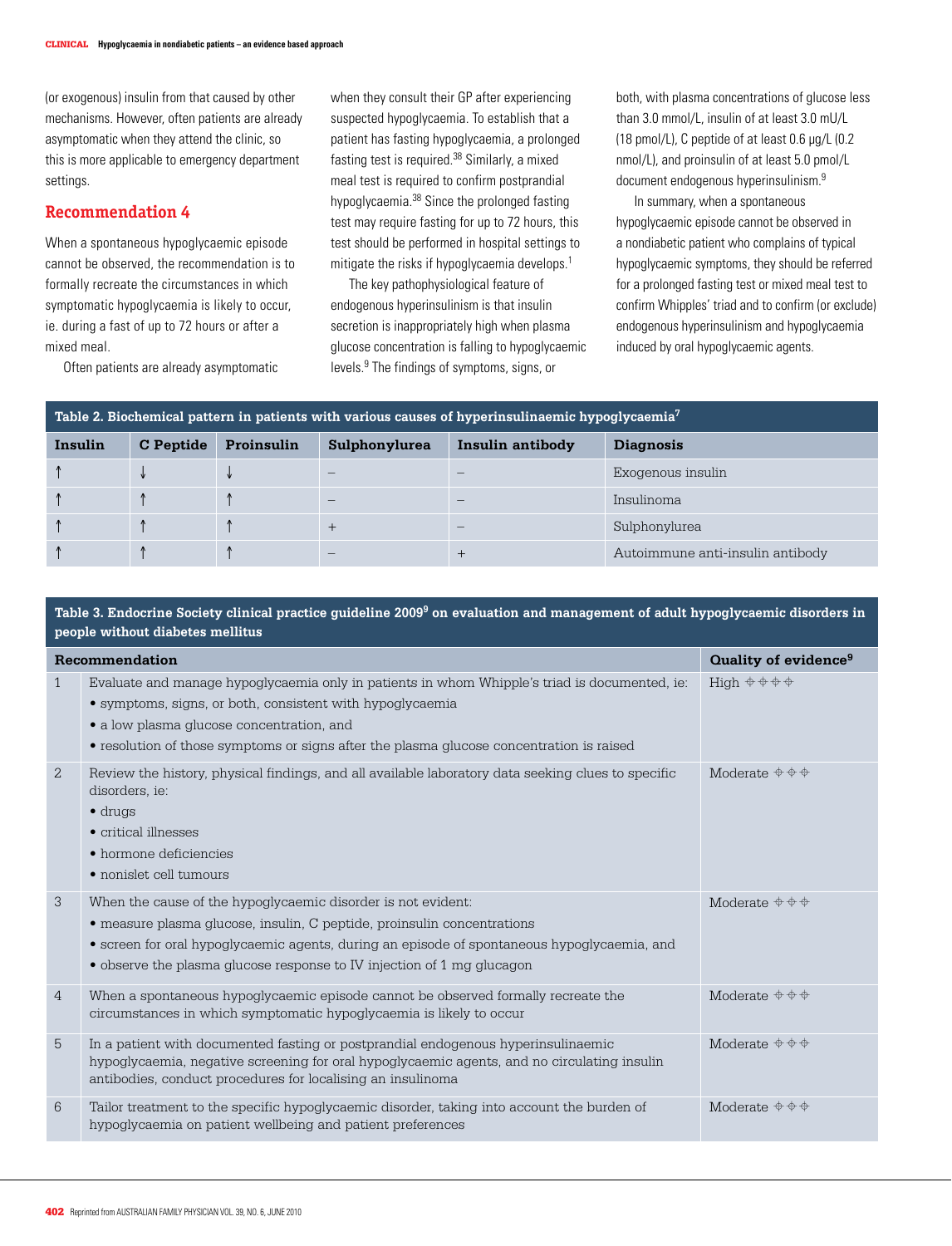(or exogenous) insulin from that caused by other mechanisms. However, often patients are already asymptomatic when they attend the clinic, so this is more applicable to emergency department settings.

## Recommendation 4

When a spontaneous hypoglycaemic episode cannot be observed, the recommendation is to formally recreate the circumstances in which symptomatic hypoglycaemia is likely to occur, ie. during a fast of up to 72 hours or after a mixed meal.

Often patients are already asymptomatic when they consult their GP after experiencing suspected hypoglycaemia. To establish that a patient has fasting hypoglycaemia, a prolonged fasting test is required.[38] Similarly, a mixed meal test is required to confirm postprandial hypoglycaemia.[38] Since the prolonged fasting test may require fasting for up to 72 hours, this test should be performed in hospital settings to mitigate the risks if hypoglycaemia develops.[1]

The key pathophysiological feature of endogenous hyperinsulinism is that insulin secretion is inappropriately high when plasma glucose concentration is falling to hypoglycaemic levels.[9] The findings of symptoms, signs, or both, with plasma concentrations of glucose less than 3.0 mmol/L, insulin of at least 3.0 mU/L (18 pmol/L), C peptide of at least 0.6 μg/L (0.2 nmol/L), and proinsulin of at least 5.0 pmol/L document endogenous hyperinsulinism.[9]

In summary, when a spontaneous hypoglycaemic episode cannot be observed in a nondiabetic patient who complains of typical hypoglycaemic symptoms, they should be referred for a prolonged fasting test or mixed meal test to confirm Whipples' triad and to confirm (or exclude) endogenous hyperinsulinism and hypoglycaemia induced by oral hypoglycaemic agents.

**Table 2. Biochemical pattern in patients with various causes of hyperinsulinaemic hypoglycaemia[7]**

| Insulin | C Peptide | Proinsulin | Sulphonylurea | Insulin antibody | Diagnosis |
|---|---|---|---|---|---|
| ↑ | ↓ | ↓ | – | – | Exogenous insulin |
| ↑ | ↑ | ↑ | – | – | Insulinoma |
| ↑ | ↑ | ↑ | + | – | Sulphonylurea |
| ↑ | ↑ | ↑ | – | + | Autoimmune anti-insulin antibody |

**Table 3. Endocrine Society clinical practice guideline 2009[9] on evaluation and management of adult hypoglycaemic disorders in people without diabetes mellitus**

| | Recommendation | Quality of evidence[9] |
|---|---|---|
| 1 | Evaluate and manage hypoglycaemia only in patients in whom Whipple's triad is documented, ie: • symptoms, signs, or both, consistent with hypoglycaemia • a low plasma glucose concentration, and • resolution of those symptoms or signs after the plasma glucose concentration is raised | High ⊕⊕⊕⊕ |
| 2 | Review the history, physical findings, and all available laboratory data seeking clues to specific disorders, ie: • drugs • critical illnesses • hormone deficiencies • nonislet cell tumours | Moderate ⊕⊕⊕ |
| 3 | When the cause of the hypoglycaemic disorder is not evident: • measure plasma glucose, insulin, C peptide, proinsulin concentrations • screen for oral hypoglycaemic agents, during an episode of spontaneous hypoglycaemia, and • observe the plasma glucose response to IV injection of 1 mg glucagon | Moderate ⊕⊕⊕ |
| 4 | When a spontaneous hypoglycaemic episode cannot be observed formally recreate the circumstances in which symptomatic hypoglycaemia is likely to occur | Moderate ⊕⊕⊕ |
| 5 | In a patient with documented fasting or postprandial endogenous hyperinsulinaemic hypoglycaemia, negative screening for oral hypoglycaemic agents, and no circulating insulin antibodies, conduct procedures for localising an insulinoma | Moderate ⊕⊕⊕ |
| 6 | Tailor treatment to the specific hypoglycaemic disorder, taking into account the burden of hypoglycaemia on patient wellbeing and patient preferences | Moderate ⊕⊕⊕ |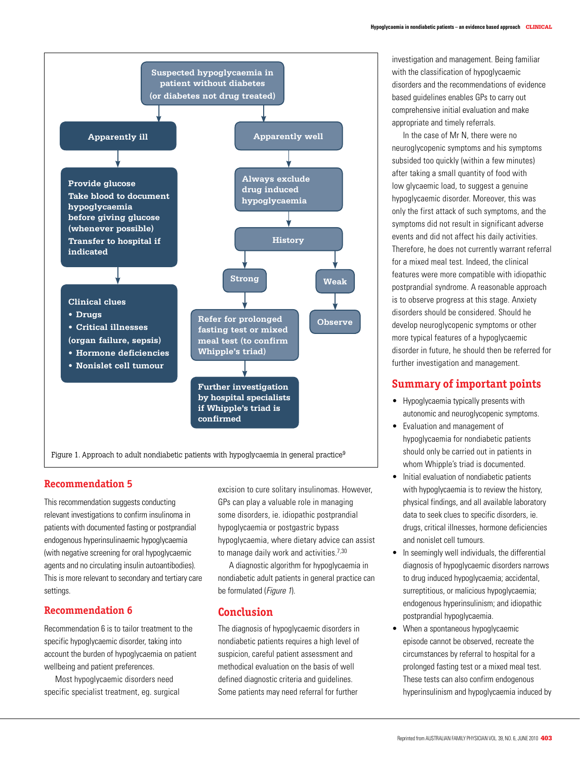Suspected hypoglycaemia in patient without diabetes (or diabetes not drug treated)

- **Apparently ill**
  - Provide glucose
  - Take blood to document hypoglycaemia before giving glucose (whenever possible)
  - Transfer to hospital if indicated
  - Clinical clues
    - Drugs
    - Critical illnesses (organ failure, sepsis)
    - Hormone deficiencies
    - Nonislet cell tumour
- **Apparently well**
  - Always exclude drug induced hypoglycaemia
  - History
    - Strong → Refer for prolonged fasting test or mixed meal test (to confirm Whipple's triad) → Further investigation by hospital specialists if Whipple's triad is confirmed
    - Weak → Observe

Figure 1. Approach to adult nondiabetic patients with hypoglycaemia in general practice[9]

## Recommendation 5

This recommendation suggests conducting relevant investigations to confirm insulinoma in patients with documented fasting or postprandial endogenous hyperinsulinaemic hypoglycaemia (with negative screening for oral hypoglycaemic agents and no circulating insulin autoantibodies). This is more relevant to secondary and tertiary care settings.

## Recommendation 6

Recommendation 6 is to tailor treatment to the specific hypoglycaemic disorder, taking into account the burden of hypoglycaemia on patient wellbeing and patient preferences.

Most hypoglycaemic disorders need specific specialist treatment, eg. surgical excision to cure solitary insulinomas. However, GPs can play a valuable role in managing some disorders, ie. idiopathic postprandial hypoglycaemia or postgastric bypass hypoglycaemia, where dietary advice can assist to manage daily work and activities.[7,30]

A diagnostic algorithm for hypoglycaemia in nondiabetic adult patients in general practice can be formulated (*Figure 1*).

## Conclusion

The diagnosis of hypoglycaemic disorders in nondiabetic patients requires a high level of suspicion, careful patient assessment and methodical evaluation on the basis of well defined diagnostic criteria and guidelines. Some patients may need referral for further investigation and management. Being familiar with the classification of hypoglycaemic disorders and the recommendations of evidence based guidelines enables GPs to carry out comprehensive initial evaluation and make appropriate and timely referrals.

In the case of Mr N, there were no neuroglycopenic symptoms and his symptoms subsided too quickly (within a few minutes) after taking a small quantity of food with low glycaemic load, to suggest a genuine hypoglycaemic disorder. Moreover, this was only the first attack of such symptoms, and the symptoms did not result in significant adverse events and did not affect his daily activities. Therefore, he does not currently warrant referral for a mixed meal test. Indeed, the clinical features were more compatible with idiopathic postprandial syndrome. A reasonable approach is to observe progress at this stage. Anxiety disorders should be considered. Should he develop neuroglycopenic symptoms or other more typical features of a hypoglycaemic disorder in future, he should then be referred for further investigation and management.

## Summary of important points

- Hypoglycaemia typically presents with autonomic and neuroglycopenic symptoms.
- Evaluation and management of hypoglycaemia for nondiabetic patients should only be carried out in patients in whom Whipple's triad is documented.
- Initial evaluation of nondiabetic patients with hypoglycaemia is to review the history, physical findings, and all available laboratory data to seek clues to specific disorders, ie. drugs, critical illnesses, hormone deficiencies and nonislet cell tumours.
- In seemingly well individuals, the differential diagnosis of hypoglycaemic disorders narrows to drug induced hypoglycaemia; accidental, surreptitious, or malicious hypoglycaemia; endogenous hyperinsulinism; and idiopathic postprandial hypoglycaemia.
- When a spontaneous hypoglycaemic episode cannot be observed, recreate the circumstances by referral to hospital for a prolonged fasting test or a mixed meal test. These tests can also confirm endogenous hyperinsulinism and hypoglycaemia induced by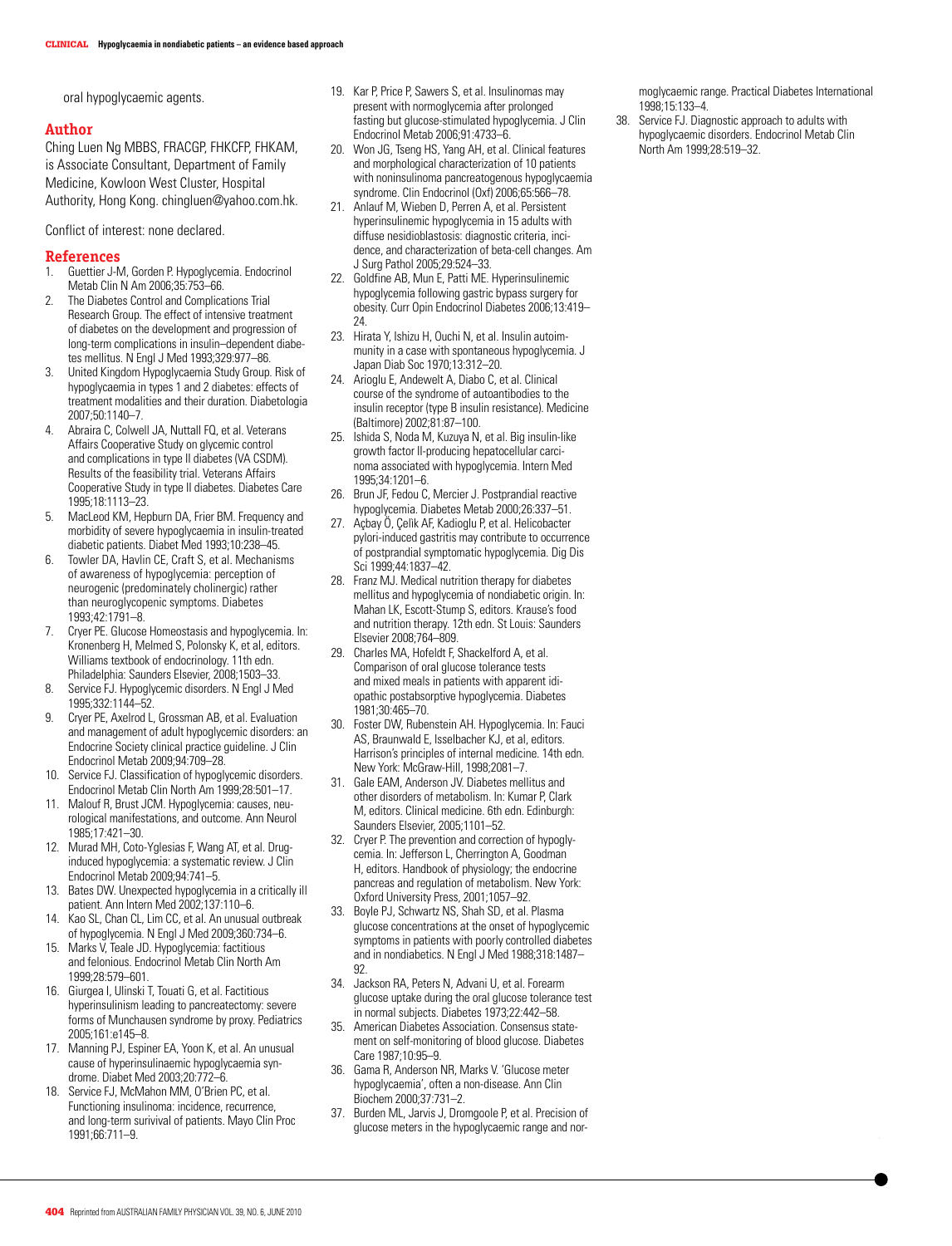oral hypoglycaemic agents.

## Author

Ching Luen Ng MBBS, FRACGP, FHKCFP, FHKAM, is Associate Consultant, Department of Family Medicine, Kowloon West Cluster, Hospital Authority, Hong Kong. chingluen@yahoo.com.hk.

Conflict of interest: none declared.

## References

1. Guettier J-M, Gorden P. Hypoglycemia. Endocrinol Metab Clin N Am 2006;35:753–66.
2. The Diabetes Control and Complications Trial Research Group. The effect of intensive treatment of diabetes on the development and progression of long-term complications in insulin–dependent diabetes mellitus. N Engl J Med 1993;329:977–86.
3. United Kingdom Hypoglycaemia Study Group. Risk of hypoglycaemia in types 1 and 2 diabetes: effects of treatment modalities and their duration. Diabetologia 2007;50:1140–7.
4. Abraira C, Colwell JA, Nuttall FQ, et al. Veterans Affairs Cooperative Study on glycemic control and complications in type II diabetes (VA CSDM). Results of the feasibility trial. Veterans Affairs Cooperative Study in type II diabetes. Diabetes Care 1995;18:1113–23.
5. MacLeod KM, Hepburn DA, Frier BM. Frequency and morbidity of severe hypoglycaemia in insulin-treated diabetic patients. Diabet Med 1993;10:238–45.
6. Towler DA, Havlin CE, Craft S, et al. Mechanisms of awareness of hypoglycemia: perception of neurogenic (predominately cholinergic) rather than neuroglycopenic symptoms. Diabetes 1993;42:1791–8.
7. Cryer PE. Glucose Homeostasis and hypoglycemia. In: Kronenberg H, Melmed S, Polonsky K, et al, editors. Williams textbook of endocrinology. 11th edn. Philadelphia: Saunders Elsevier, 2008;1503–33.
8. Service FJ. Hypoglycemic disorders. N Engl J Med 1995;332:1144–52.
9. Cryer PE, Axelrod L, Grossman AB, et al. Evaluation and management of adult hypoglycemic disorders: an Endocrine Society clinical practice guideline. J Clin Endocrinol Metab 2009;94:709–28.
10. Service FJ. Classification of hypoglycemic disorders. Endocrinol Metab Clin North Am 1999;28:501–17.
11. Malouf R, Brust JCM. Hypoglycemia: causes, neurological manifestations, and outcome. Ann Neurol 1985;17:421–30.
12. Murad MH, Coto-Yglesias F, Wang AT, et al. Drug-induced hypoglycemia: a systematic review. J Clin Endocrinol Metab 2009;94:741–5.
13. Bates DW. Unexpected hypoglycemia in a critically ill patient. Ann Intern Med 2002;137:110–6.
14. Kao SL, Chan CL, Lim CC, et al. An unusual outbreak of hypoglycemia. N Engl J Med 2009;360:734–6.
15. Marks V, Teale JD. Hypoglycemia: factitious and felonious. Endocrinol Metab Clin North Am 1999;28:579–601.
16. Giurgea I, Ulinski T, Touati G, et al. Factitious hyperinsulinism leading to pancreatectomy: severe forms of Munchausen syndrome by proxy. Pediatrics 2005;161:e145–8.
17. Manning PJ, Espiner EA, Yoon K, et al. An unusual cause of hyperinsulinaemic hypoglycaemia syndrome. Diabet Med 2003;20:772–6.
18. Service FJ, McMahon MM, O'Brien PC, et al. Functioning insulinoma: incidence, recurrence, and long-term survival of patients. Mayo Clin Proc 1991;66:711–9.
19. Kar P, Price P, Sawers S, et al. Insulinomas may present with normoglycemia after prolonged fasting but glucose-stimulated hypoglycemia. J Clin Endocrinol Metab 2006;91:4733–6.
20. Won JG, Tseng HS, Yang AH, et al. Clinical features and morphological characterization of 10 patients with noninsulinoma pancreatogenous hypoglycaemia syndrome. Clin Endocrinol (Oxf) 2006;65:566–78.
21. Anlauf M, Wieben D, Perren A, et al. Persistent hyperinsulinemic hypoglycemia in 15 adults with diffuse nesidioblastosis: diagnostic criteria, incidence, and characterization of beta-cell changes. Am J Surg Pathol 2005;29:524–33.
22. Goldfine AB, Mun E, Patti ME. Hyperinsulinemic hypoglycemia following gastric bypass surgery for obesity. Curr Opin Endocrinol Diabetes 2006;13:419–24.
23. Hirata Y, Ishizu H, Ouchi N, et al. Insulin autoimmunity in a case with spontaneous hypoglycemia. J Japan Diab Soc 1970;13:312–20.
24. Arioglu E, Andewelt A, Diabo C, et al. Clinical course of the syndrome of autoantibodies to the insulin receptor (type B insulin resistance). Medicine (Baltimore) 2002;81:87–100.
25. Ishida S, Noda M, Kuzuya N, et al. Big insulin-like growth factor II-producing hepatocellular carcinoma associated with hypoglycemia. Intern Med 1995;34:1201–6.
26. Brun JF, Fedou C, Mercier J. Postprandial reactive hypoglycemia. Diabetes Metab 2000;26:337–51.
27. Açbay Ö, Çelik AF, Kadioglu P, et al. Helicobacter pylori-induced gastritis may contribute to occurrence of postprandial symptomatic hypoglycemia. Dig Dis Sci 1999;44:1837–42.
28. Franz MJ. Medical nutrition therapy for diabetes mellitus and hypoglycemia of nondiabetic origin. In: Mahan LK, Escott-Stump S, editors. Krause's food and nutrition therapy. 12th edn. St Louis: Saunders Elsevier 2008;764–809.
29. Charles MA, Hofeldt F, Shackelford A, et al. Comparison of oral glucose tolerance tests and mixed meals in patients with apparent idiopathic postabsorptive hypoglycemia. Diabetes 1981;30:465–70.
30. Foster DW, Rubenstein AH. Hypoglycemia. In: Fauci AS, Braunwald E, Isselbacher KJ, et al, editors. Harrison's principles of internal medicine. 14th edn. New York: McGraw-Hill, 1998;2081–7.
31. Gale EAM, Anderson JV. Diabetes mellitus and other disorders of metabolism. In: Kumar P, Clark M, editors. Clinical medicine. 6th edn. Edinburgh: Saunders Elsevier, 2005;1101–52.
32. Cryer P. The prevention and correction of hypoglycemia. In: Jefferson L, Cherrington A, Goodman H, editors. Handbook of physiology; the endocrine pancreas and regulation of metabolism. New York: Oxford University Press, 2001;1057–92.
33. Boyle PJ, Schwartz NS, Shah SD, et al. Plasma glucose concentrations at the onset of hypoglycemic symptoms in patients with poorly controlled diabetes and in nondiabetics. N Engl J Med 1988;318:1487–92.
34. Jackson RA, Peters N, Advani U, et al. Forearm glucose uptake during the oral glucose tolerance test in normal subjects. Diabetes 1973;22:442–58.
35. American Diabetes Association. Consensus statement on self-monitoring of blood glucose. Diabetes Care 1987;10:95–9.
36. Gama R, Anderson NR, Marks V. 'Glucose meter hypoglycaemia', often a non-disease. Ann Clin Biochem 2000;37:731–2.
37. Burden ML, Jarvis J, Dromgoole P, et al. Precision of glucose meters in the hypoglycaemic range and normoglycaemic range. Practical Diabetes International 1998;15:133–4.
38. Service FJ. Diagnostic approach to adults with hypoglycaemic disorders. Endocrinol Metab Clin North Am 1999;28:519–32.